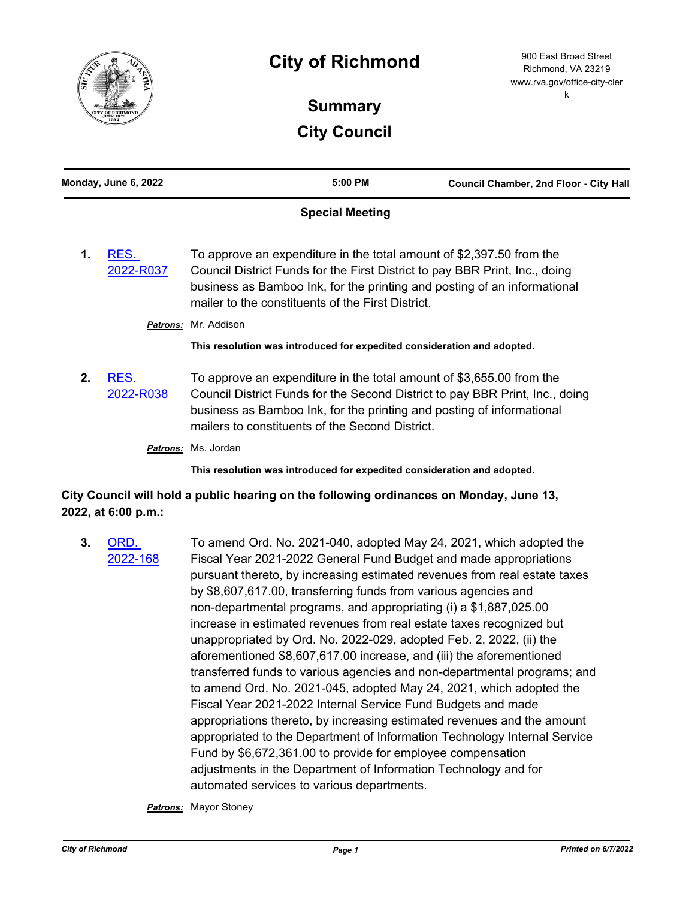# City of Richmond

900 East Broad Street
Richmond, VA 23219
www.rva.gov/office-city-clerk

## Summary

## City Council

**Monday, June 6, 2022** | **5:00 PM** | **Council Chamber, 2nd Floor - City Hall**

### Special Meeting

**1.** RES. 2022-R037

To approve an expenditure in the total amount of $2,397.50 from the Council District Funds for the First District to pay BBR Print, Inc., doing business as Bamboo Ink, for the printing and posting of an informational mailer to the constituents of the First District.

***Patrons:*** Mr. Addison

**This resolution was introduced for expedited consideration and adopted.**

**2.** RES. 2022-R038

To approve an expenditure in the total amount of $3,655.00 from the Council District Funds for the Second District to pay BBR Print, Inc., doing business as Bamboo Ink, for the printing and posting of informational mailers to constituents of the Second District.

***Patrons:*** Ms. Jordan

**This resolution was introduced for expedited consideration and adopted.**

**City Council will hold a public hearing on the following ordinances on Monday, June 13, 2022, at 6:00 p.m.:**

**3.** ORD. 2022-168

To amend Ord. No. 2021-040, adopted May 24, 2021, which adopted the Fiscal Year 2021-2022 General Fund Budget and made appropriations pursuant thereto, by increasing estimated revenues from real estate taxes by $8,607,617.00, transferring funds from various agencies and non-departmental programs, and appropriating (i) a $1,887,025.00 increase in estimated revenues from real estate taxes recognized but unappropriated by Ord. No. 2022-029, adopted Feb. 2, 2022, (ii) the aforementioned $8,607,617.00 increase, and (iii) the aforementioned transferred funds to various agencies and non-departmental programs; and to amend Ord. No. 2021-045, adopted May 24, 2021, which adopted the Fiscal Year 2021-2022 Internal Service Fund Budgets and made appropriations thereto, by increasing estimated revenues and the amount appropriated to the Department of Information Technology Internal Service Fund by $6,672,361.00 to provide for employee compensation adjustments in the Department of Information Technology and for automated services to various departments.

***Patrons:*** Mayor Stoney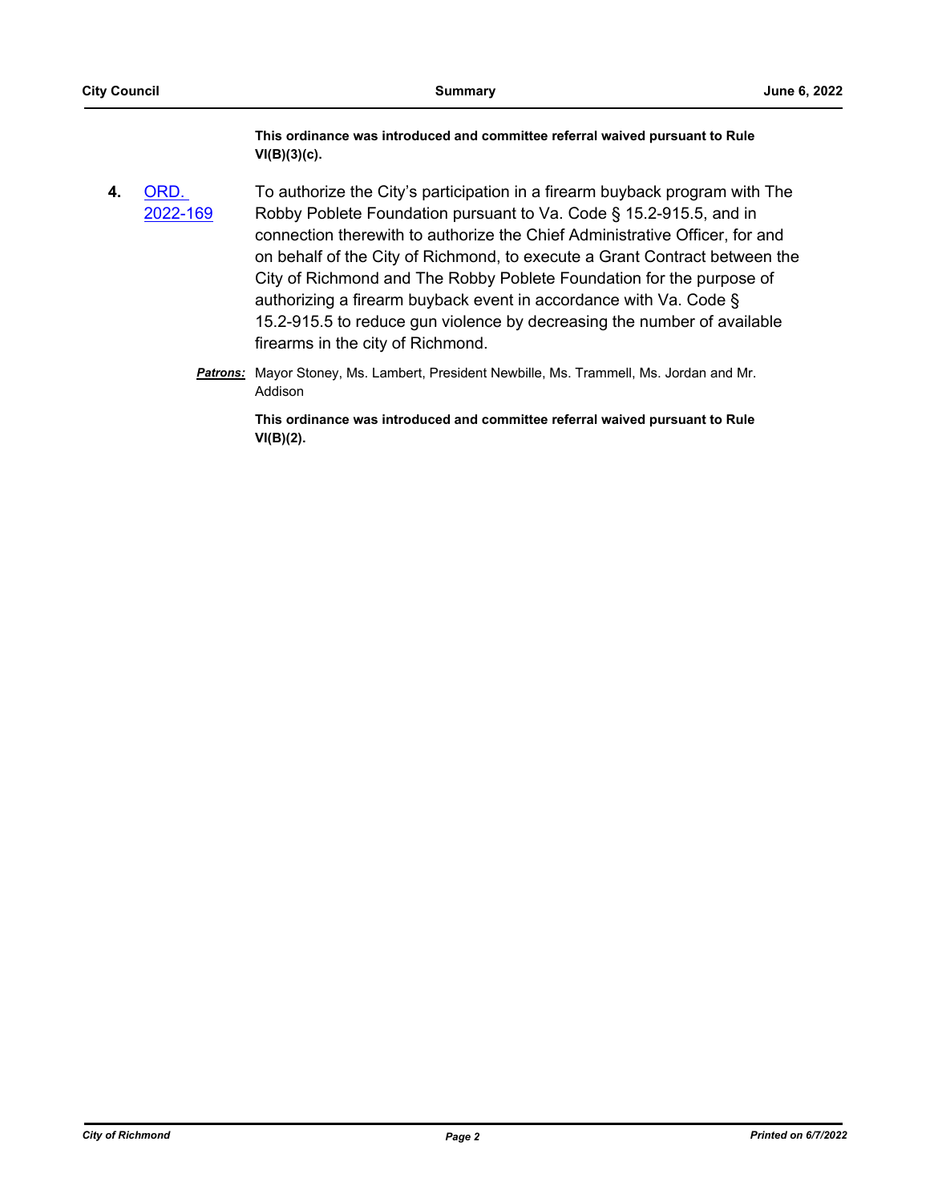**This ordinance was introduced and committee referral waived pursuant to Rule VI(B)(3)(c).**

**4.** ORD. 2022-169

To authorize the City's participation in a firearm buyback program with The Robby Poblete Foundation pursuant to Va. Code § 15.2-915.5, and in connection therewith to authorize the Chief Administrative Officer, for and on behalf of the City of Richmond, to execute a Grant Contract between the City of Richmond and The Robby Poblete Foundation for the purpose of authorizing a firearm buyback event in accordance with Va. Code § 15.2-915.5 to reduce gun violence by decreasing the number of available firearms in the city of Richmond.

***Patrons:*** Mayor Stoney, Ms. Lambert, President Newbille, Ms. Trammell, Ms. Jordan and Mr. Addison

**This ordinance was introduced and committee referral waived pursuant to Rule VI(B)(2).**